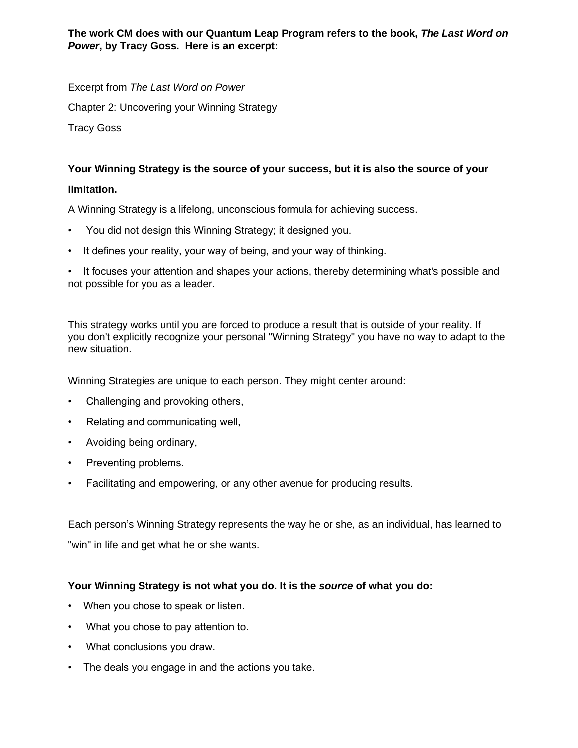**The work CM does with our Quantum Leap Program refers to the book, *The Last Word on Power*, by Tracy Goss. Here is an excerpt:**

Excerpt from *The Last Word on Power*

Chapter 2: Uncovering your Winning Strategy

Tracy Goss

**Your Winning Strategy is the source of your success, but it is also the source of your limitation.**

A Winning Strategy is a lifelong, unconscious formula for achieving success.

- You did not design this Winning Strategy; it designed you.
- It defines your reality, your way of being, and your way of thinking.
- It focuses your attention and shapes your actions, thereby determining what's possible and not possible for you as a leader.

This strategy works until you are forced to produce a result that is outside of your reality. If you don't explicitly recognize your personal "Winning Strategy" you have no way to adapt to the new situation.

Winning Strategies are unique to each person. They might center around:

- Challenging and provoking others,
- Relating and communicating well,
- Avoiding being ordinary,
- Preventing problems.
- Facilitating and empowering, or any other avenue for producing results.

Each person's Winning Strategy represents the way he or she, as an individual, has learned to "win" in life and get what he or she wants.

**Your Winning Strategy is not what you do. It is the *source* of what you do:**

- When you chose to speak or listen.
- What you chose to pay attention to.
- What conclusions you draw.
- The deals you engage in and the actions you take.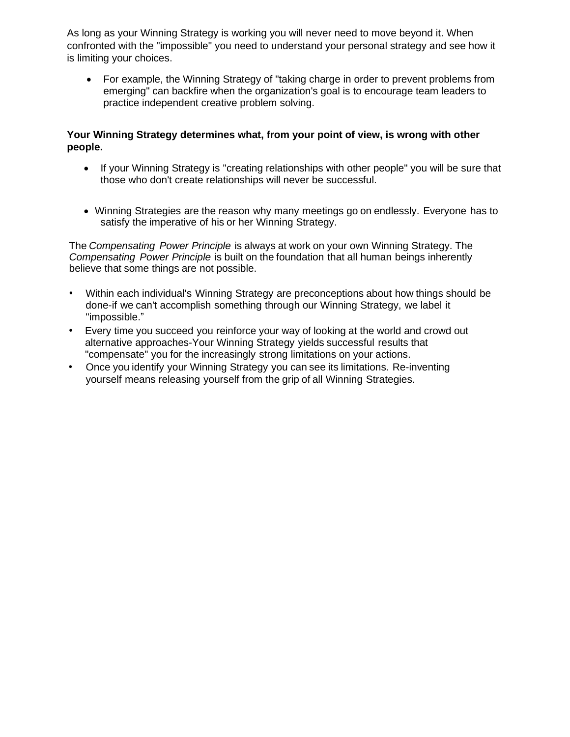As long as your Winning Strategy is working you will never need to move beyond it. When confronted with the "impossible" you need to understand your personal strategy and see how it is limiting your choices.

- For example, the Winning Strategy of "taking charge in order to prevent problems from emerging" can backfire when the organization's goal is to encourage team leaders to practice independent creative problem solving.

**Your Winning Strategy determines what, from your point of view, is wrong with other people.**

- If your Winning Strategy is "creating relationships with other people" you will be sure that those who don't create relationships will never be successful.

- Winning Strategies are the reason why many meetings go on endlessly. Everyone has to satisfy the imperative of his or her Winning Strategy.

The *Compensating Power Principle* is always at work on your own Winning Strategy. The *Compensating Power Principle* is built on the foundation that all human beings inherently believe that some things are not possible.

- Within each individual's Winning Strategy are preconceptions about how things should be done-if we can't accomplish something through our Winning Strategy, we label it "impossible."
- Every time you succeed you reinforce your way of looking at the world and crowd out alternative approaches-Your Winning Strategy yields successful results that "compensate" you for the increasingly strong limitations on your actions.
- Once you identify your Winning Strategy you can see its limitations. Re-inventing yourself means releasing yourself from the grip of all Winning Strategies.